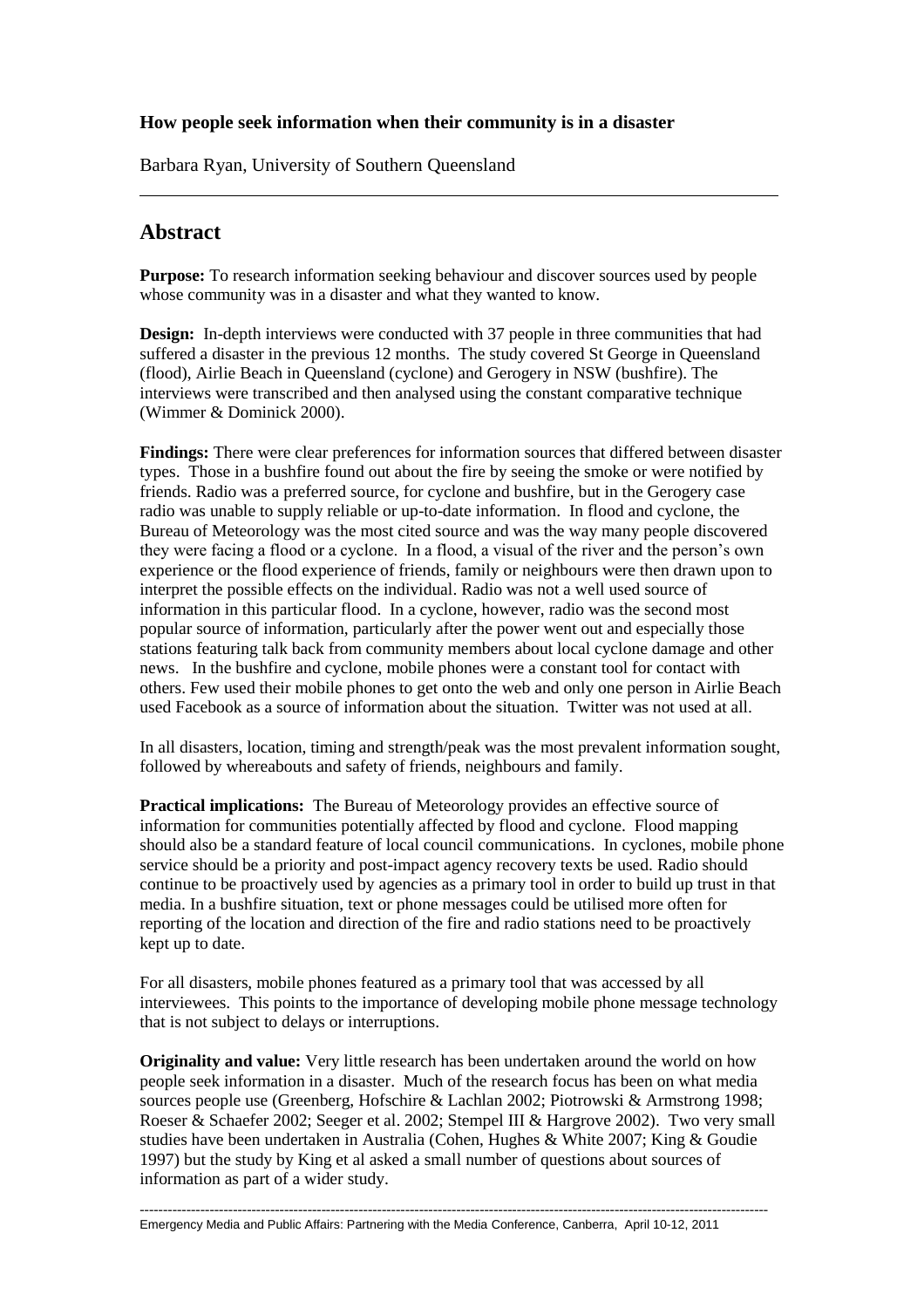**How people seek information when their community is in a disaster**

Barbara Ryan, University of Southern Queensland

## Abstract

**Purpose:** To research information seeking behaviour and discover sources used by people whose community was in a disaster and what they wanted to know.

**Design:** In-depth interviews were conducted with 37 people in three communities that had suffered a disaster in the previous 12 months. The study covered St George in Queensland (flood), Airlie Beach in Queensland (cyclone) and Gerogery in NSW (bushfire). The interviews were transcribed and then analysed using the constant comparative technique (Wimmer & Dominick 2000).

**Findings:** There were clear preferences for information sources that differed between disaster types. Those in a bushfire found out about the fire by seeing the smoke or were notified by friends. Radio was a preferred source, for cyclone and bushfire, but in the Gerogery case radio was unable to supply reliable or up-to-date information. In flood and cyclone, the Bureau of Meteorology was the most cited source and was the way many people discovered they were facing a flood or a cyclone. In a flood, a visual of the river and the person's own experience or the flood experience of friends, family or neighbours were then drawn upon to interpret the possible effects on the individual. Radio was not a well used source of information in this particular flood. In a cyclone, however, radio was the second most popular source of information, particularly after the power went out and especially those stations featuring talk back from community members about local cyclone damage and other news. In the bushfire and cyclone, mobile phones were a constant tool for contact with others. Few used their mobile phones to get onto the web and only one person in Airlie Beach used Facebook as a source of information about the situation. Twitter was not used at all.

In all disasters, location, timing and strength/peak was the most prevalent information sought, followed by whereabouts and safety of friends, neighbours and family.

**Practical implications:** The Bureau of Meteorology provides an effective source of information for communities potentially affected by flood and cyclone. Flood mapping should also be a standard feature of local council communications. In cyclones, mobile phone service should be a priority and post-impact agency recovery texts be used. Radio should continue to be proactively used by agencies as a primary tool in order to build up trust in that media. In a bushfire situation, text or phone messages could be utilised more often for reporting of the location and direction of the fire and radio stations need to be proactively kept up to date.

For all disasters, mobile phones featured as a primary tool that was accessed by all interviewees. This points to the importance of developing mobile phone message technology that is not subject to delays or interruptions.

**Originality and value:** Very little research has been undertaken around the world on how people seek information in a disaster. Much of the research focus has been on what media sources people use (Greenberg, Hofschire & Lachlan 2002; Piotrowski & Armstrong 1998; Roeser & Schaefer 2002; Seeger et al. 2002; Stempel III & Hargrove 2002). Two very small studies have been undertaken in Australia (Cohen, Hughes & White 2007; King & Goudie 1997) but the study by King et al asked a small number of questions about sources of information as part of a wider study.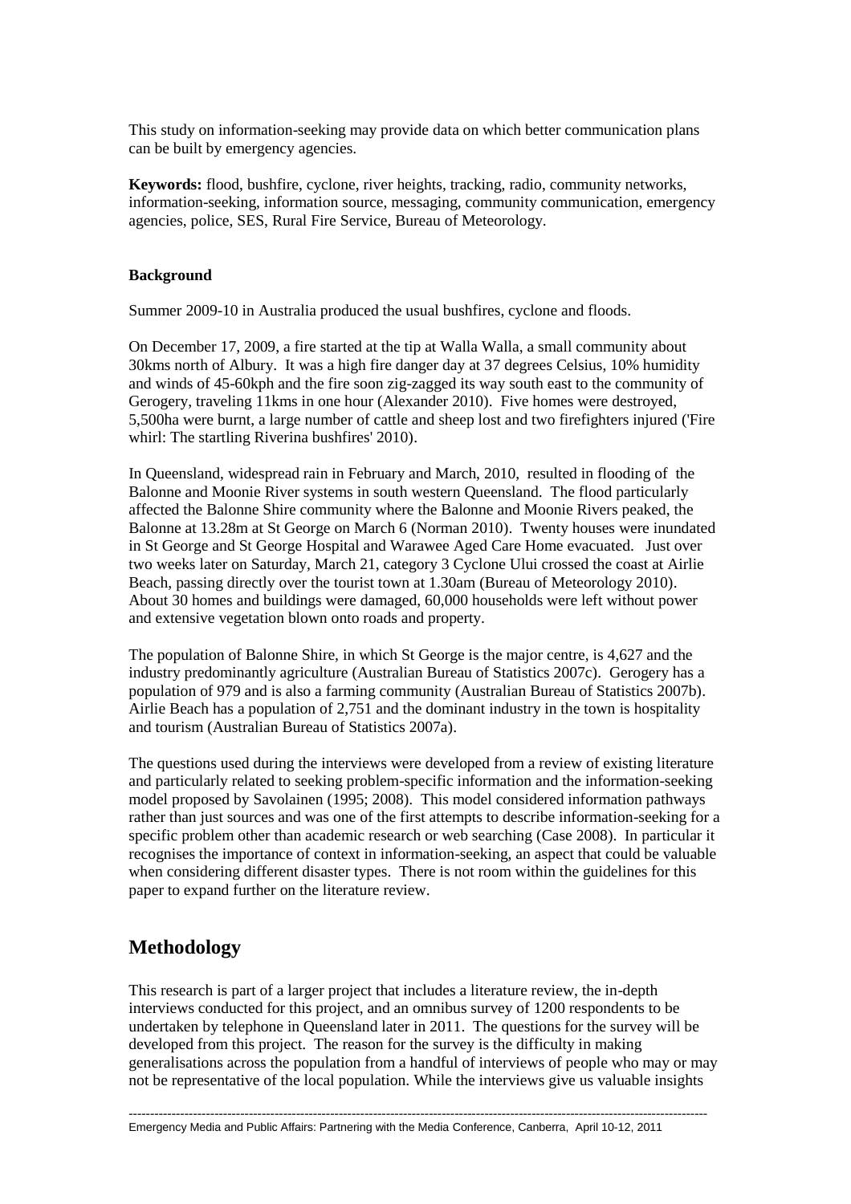This study on information-seeking may provide data on which better communication plans can be built by emergency agencies.

**Keywords:** flood, bushfire, cyclone, river heights, tracking, radio, community networks, information-seeking, information source, messaging, community communication, emergency agencies, police, SES, Rural Fire Service, Bureau of Meteorology.

**Background**

Summer 2009-10 in Australia produced the usual bushfires, cyclone and floods.

On December 17, 2009, a fire started at the tip at Walla Walla, a small community about 30kms north of Albury. It was a high fire danger day at 37 degrees Celsius, 10% humidity and winds of 45-60kph and the fire soon zig-zagged its way south east to the community of Gerogery, traveling 11kms in one hour (Alexander 2010). Five homes were destroyed, 5,500ha were burnt, a large number of cattle and sheep lost and two firefighters injured ('Fire whirl: The startling Riverina bushfires' 2010).

In Queensland, widespread rain in February and March, 2010, resulted in flooding of the Balonne and Moonie River systems in south western Queensland. The flood particularly affected the Balonne Shire community where the Balonne and Moonie Rivers peaked, the Balonne at 13.28m at St George on March 6 (Norman 2010). Twenty houses were inundated in St George and St George Hospital and Warawee Aged Care Home evacuated. Just over two weeks later on Saturday, March 21, category 3 Cyclone Ului crossed the coast at Airlie Beach, passing directly over the tourist town at 1.30am (Bureau of Meteorology 2010). About 30 homes and buildings were damaged, 60,000 households were left without power and extensive vegetation blown onto roads and property.

The population of Balonne Shire, in which St George is the major centre, is 4,627 and the industry predominantly agriculture (Australian Bureau of Statistics 2007c). Gerogery has a population of 979 and is also a farming community (Australian Bureau of Statistics 2007b). Airlie Beach has a population of 2,751 and the dominant industry in the town is hospitality and tourism (Australian Bureau of Statistics 2007a).

The questions used during the interviews were developed from a review of existing literature and particularly related to seeking problem-specific information and the information-seeking model proposed by Savolainen (1995; 2008). This model considered information pathways rather than just sources and was one of the first attempts to describe information-seeking for a specific problem other than academic research or web searching (Case 2008). In particular it recognises the importance of context in information-seeking, an aspect that could be valuable when considering different disaster types. There is not room within the guidelines for this paper to expand further on the literature review.

## Methodology

This research is part of a larger project that includes a literature review, the in-depth interviews conducted for this project, and an omnibus survey of 1200 respondents to be undertaken by telephone in Queensland later in 2011. The questions for the survey will be developed from this project. The reason for the survey is the difficulty in making generalisations across the population from a handful of interviews of people who may or may not be representative of the local population. While the interviews give us valuable insights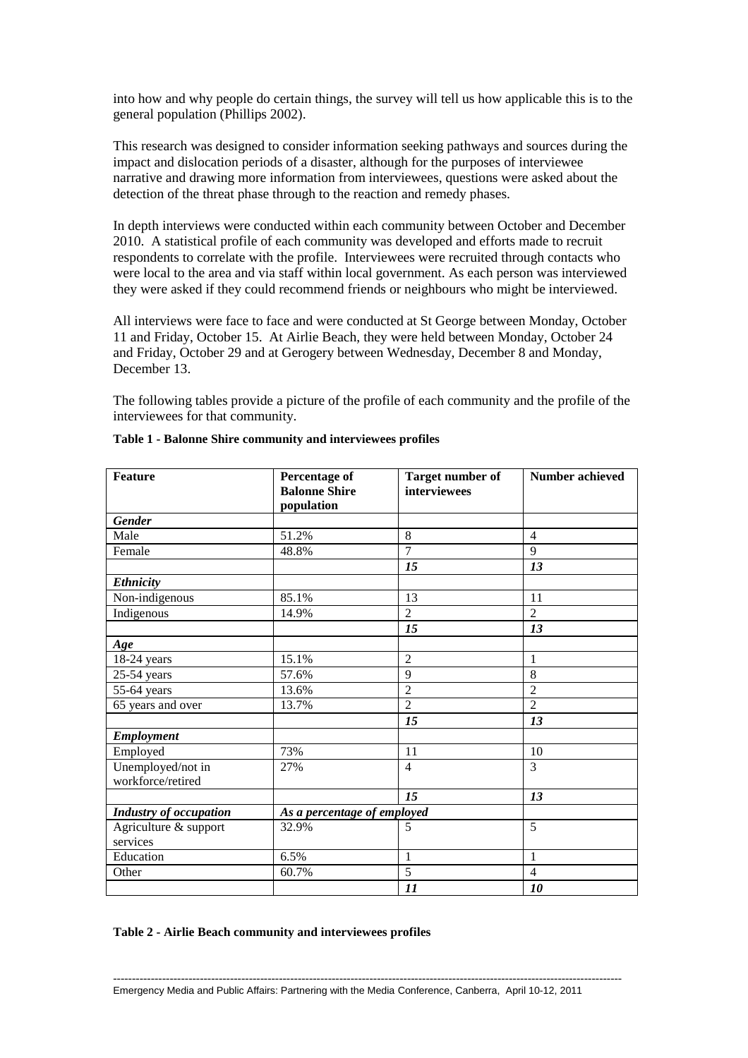into how and why people do certain things, the survey will tell us how applicable this is to the general population (Phillips 2002).

This research was designed to consider information seeking pathways and sources during the impact and dislocation periods of a disaster, although for the purposes of interviewee narrative and drawing more information from interviewees, questions were asked about the detection of the threat phase through to the reaction and remedy phases.

In depth interviews were conducted within each community between October and December 2010. A statistical profile of each community was developed and efforts made to recruit respondents to correlate with the profile. Interviewees were recruited through contacts who were local to the area and via staff within local government. As each person was interviewed they were asked if they could recommend friends or neighbours who might be interviewed.

All interviews were face to face and were conducted at St George between Monday, October 11 and Friday, October 15. At Airlie Beach, they were held between Monday, October 24 and Friday, October 29 and at Gerogery between Wednesday, December 8 and Monday, December 13.

The following tables provide a picture of the profile of each community and the profile of the interviewees for that community.

**Table 1 - Balonne Shire community and interviewees profiles**

| Feature | Percentage of Balonne Shire population | Target number of interviewees | Number achieved |
|---|---|---|---|
| ***Gender*** | | | |
| Male | 51.2% | 8 | 4 |
| Female | 48.8% | 7 | 9 |
| | | ***15*** | ***13*** |
| ***Ethnicity*** | | | |
| Non-indigenous | 85.1% | 13 | 11 |
| Indigenous | 14.9% | 2 | 2 |
| | | ***15*** | ***13*** |
| ***Age*** | | | |
| 18-24 years | 15.1% | 2 | 1 |
| 25-54 years | 57.6% | 9 | 8 |
| 55-64 years | 13.6% | 2 | 2 |
| 65 years and over | 13.7% | 2 | 2 |
| | | ***15*** | ***13*** |
| ***Employment*** | | | |
| Employed | 73% | 11 | 10 |
| Unemployed/not in workforce/retired | 27% | 4 | 3 |
| | | ***15*** | ***13*** |
| ***Industry of occupation*** | ***As a percentage of employed*** | | |
| Agriculture & support services | 32.9% | 5 | 5 |
| Education | 6.5% | 1 | 1 |
| Other | 60.7% | 5 | 4 |
| | | ***11*** | ***10*** |

**Table 2 - Airlie Beach community and interviewees profiles**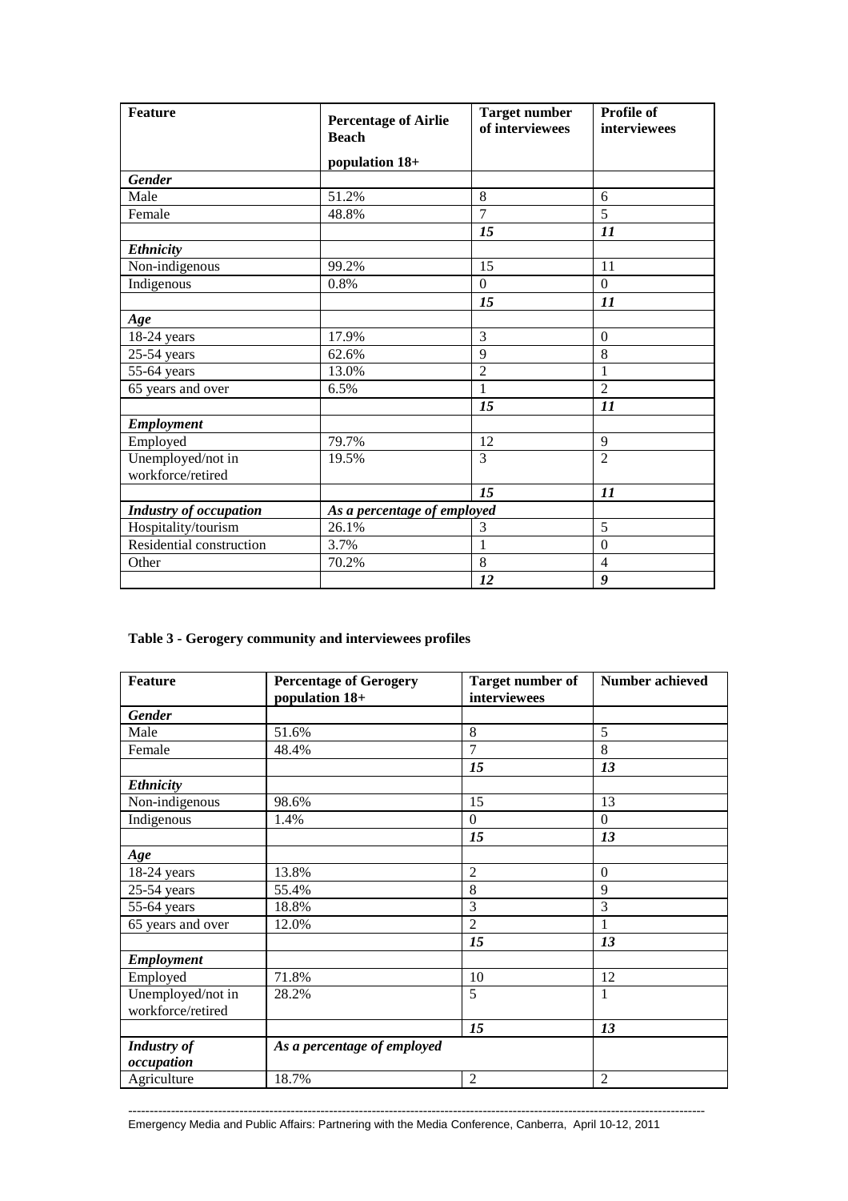| Feature | Percentage of Airlie Beach population 18+ | Target number of interviewees | Profile of interviewees |
|---|---|---|---|
| ***Gender*** | | | |
| Male | 51.2% | 8 | 6 |
| Female | 48.8% | 7 | 5 |
| | | ***15*** | ***11*** |
| ***Ethnicity*** | | | |
| Non-indigenous | 99.2% | 15 | 11 |
| Indigenous | 0.8% | 0 | 0 |
| | | ***15*** | ***11*** |
| ***Age*** | | | |
| 18-24 years | 17.9% | 3 | 0 |
| 25-54 years | 62.6% | 9 | 8 |
| 55-64 years | 13.0% | 2 | 1 |
| 65 years and over | 6.5% | 1 | 2 |
| | | ***15*** | ***11*** |
| ***Employment*** | | | |
| Employed | 79.7% | 12 | 9 |
| Unemployed/not in workforce/retired | 19.5% | 3 | 2 |
| | | ***15*** | ***11*** |
| ***Industry of occupation*** | ***As a percentage of employed*** | | |
| Hospitality/tourism | 26.1% | 3 | 5 |
| Residential construction | 3.7% | 1 | 0 |
| Other | 70.2% | 8 | 4 |
| | | ***12*** | ***9*** |

**Table 3 - Gerogery community and interviewees profiles**

| Feature | Percentage of Gerogery population 18+ | Target number of interviewees | Number achieved |
|---|---|---|---|
| ***Gender*** | | | |
| Male | 51.6% | 8 | 5 |
| Female | 48.4% | 7 | 8 |
| | | ***15*** | ***13*** |
| ***Ethnicity*** | | | |
| Non-indigenous | 98.6% | 15 | 13 |
| Indigenous | 1.4% | 0 | 0 |
| | | ***15*** | ***13*** |
| ***Age*** | | | |
| 18-24 years | 13.8% | 2 | 0 |
| 25-54 years | 55.4% | 8 | 9 |
| 55-64 years | 18.8% | 3 | 3 |
| 65 years and over | 12.0% | 2 | 1 |
| | | ***15*** | ***13*** |
| ***Employment*** | | | |
| Employed | 71.8% | 10 | 12 |
| Unemployed/not in workforce/retired | 28.2% | 5 | 1 |
| | | ***15*** | ***13*** |
| ***Industry of occupation*** | ***As a percentage of employed*** | | |
| Agriculture | 18.7% | 2 | 2 |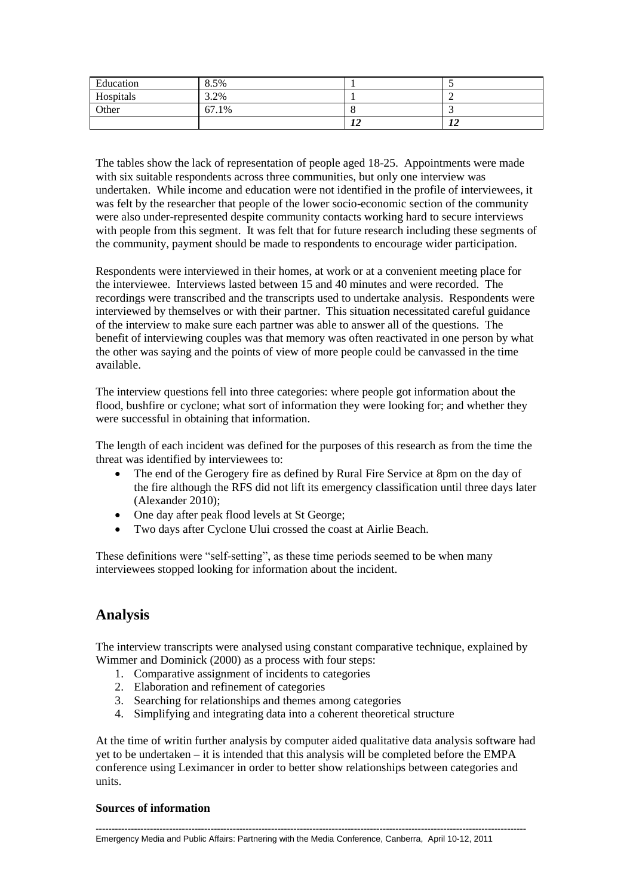| Education | 8.5% | 1 | 5 |
|---|---|---|---|
| Hospitals | 3.2% | 1 | 2 |
| Other | 67.1% | 8 | 3 |
| | | *12* | *12* |

The tables show the lack of representation of people aged 18-25. Appointments were made with six suitable respondents across three communities, but only one interview was undertaken. While income and education were not identified in the profile of interviewees, it was felt by the researcher that people of the lower socio-economic section of the community were also under-represented despite community contacts working hard to secure interviews with people from this segment. It was felt that for future research including these segments of the community, payment should be made to respondents to encourage wider participation.

Respondents were interviewed in their homes, at work or at a convenient meeting place for the interviewee. Interviews lasted between 15 and 40 minutes and were recorded. The recordings were transcribed and the transcripts used to undertake analysis. Respondents were interviewed by themselves or with their partner. This situation necessitated careful guidance of the interview to make sure each partner was able to answer all of the questions. The benefit of interviewing couples was that memory was often reactivated in one person by what the other was saying and the points of view of more people could be canvassed in the time available.

The interview questions fell into three categories: where people got information about the flood, bushfire or cyclone; what sort of information they were looking for; and whether they were successful in obtaining that information.

The length of each incident was defined for the purposes of this research as from the time the threat was identified by interviewees to:

- The end of the Gerogery fire as defined by Rural Fire Service at 8pm on the day of the fire although the RFS did not lift its emergency classification until three days later (Alexander 2010);
- One day after peak flood levels at St George;
- Two days after Cyclone Ului crossed the coast at Airlie Beach.

These definitions were "self-setting", as these time periods seemed to be when many interviewees stopped looking for information about the incident.

## Analysis

The interview transcripts were analysed using constant comparative technique, explained by Wimmer and Dominick (2000) as a process with four steps:

1. Comparative assignment of incidents to categories
2. Elaboration and refinement of categories
3. Searching for relationships and themes among categories
4. Simplifying and integrating data into a coherent theoretical structure

At the time of writin further analysis by computer aided qualitative data analysis software had yet to be undertaken – it is intended that this analysis will be completed before the EMPA conference using Leximancer in order to better show relationships between categories and units.

**Sources of information**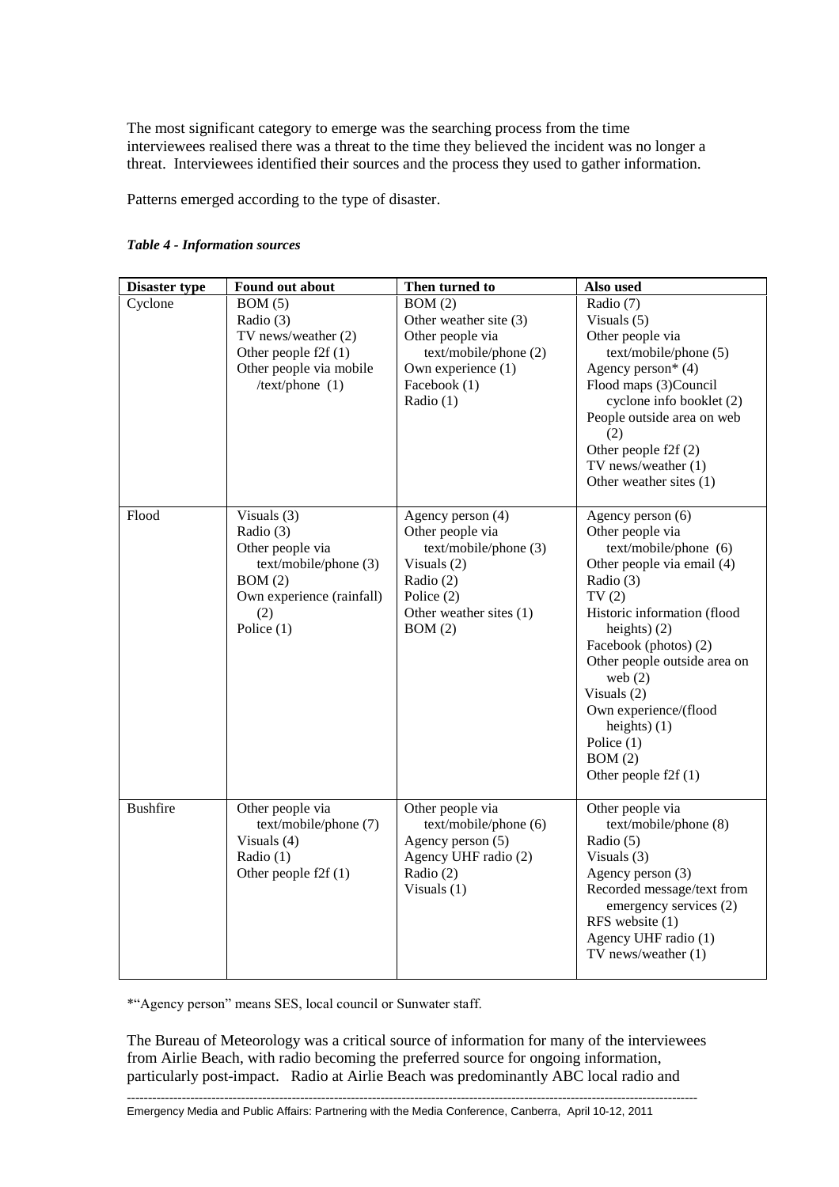The most significant category to emerge was the searching process from the time interviewees realised there was a threat to the time they believed the incident was no longer a threat. Interviewees identified their sources and the process they used to gather information.

Patterns emerged according to the type of disaster.

***Table 4 - Information sources***

| Disaster type | Found out about | Then turned to | Also used |
| --- | --- | --- | --- |
| Cyclone | BOM (5)<br>Radio (3)<br>TV news/weather (2)<br>Other people f2f (1)<br>Other people via mobile /text/phone (1) | BOM (2)<br>Other weather site (3)<br>Other people via text/mobile/phone (2)<br>Own experience (1)<br>Facebook (1)<br>Radio (1) | Radio (7)<br>Visuals (5)<br>Other people via text/mobile/phone (5)<br>Agency person* (4)<br>Flood maps (3)Council cyclone info booklet (2)<br>People outside area on web (2)<br>Other people f2f (2)<br>TV news/weather (1)<br>Other weather sites (1) |
| Flood | Visuals (3)<br>Radio (3)<br>Other people via text/mobile/phone (3)<br>BOM (2)<br>Own experience (rainfall) (2)<br>Police (1) | Agency person (4)<br>Other people via text/mobile/phone (3)<br>Visuals (2)<br>Radio (2)<br>Police (2)<br>Other weather sites (1)<br>BOM (2) | Agency person (6)<br>Other people via text/mobile/phone (6)<br>Other people via email (4)<br>Radio (3)<br>TV (2)<br>Historic information (flood heights) (2)<br>Facebook (photos) (2)<br>Other people outside area on web (2)<br>Visuals (2)<br>Own experience/(flood heights) (1)<br>Police (1)<br>BOM (2)<br>Other people f2f (1) |
| Bushfire | Other people via text/mobile/phone (7)<br>Visuals (4)<br>Radio (1)<br>Other people f2f (1) | Other people via text/mobile/phone (6)<br>Agency person (5)<br>Agency UHF radio (2)<br>Radio (2)<br>Visuals (1) | Other people via text/mobile/phone (8)<br>Radio (5)<br>Visuals (3)<br>Agency person (3)<br>Recorded message/text from emergency services (2)<br>RFS website (1)<br>Agency UHF radio (1)<br>TV news/weather (1) |

*"Agency person" means SES, local council or Sunwater staff.

The Bureau of Meteorology was a critical source of information for many of the interviewees from Airlie Beach, with radio becoming the preferred source for ongoing information, particularly post-impact. Radio at Airlie Beach was predominantly ABC local radio and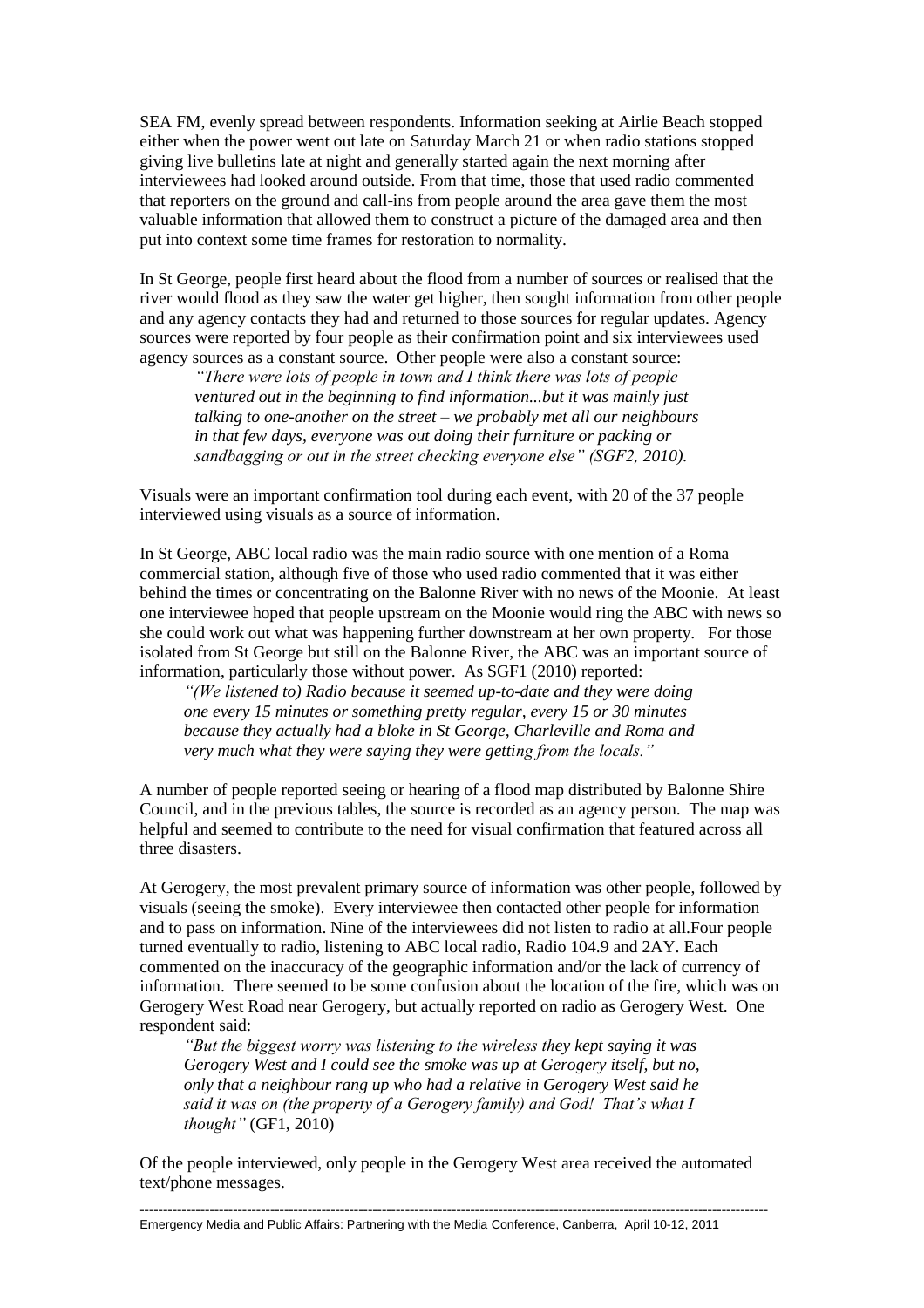SEA FM, evenly spread between respondents. Information seeking at Airlie Beach stopped either when the power went out late on Saturday March 21 or when radio stations stopped giving live bulletins late at night and generally started again the next morning after interviewees had looked around outside. From that time, those that used radio commented that reporters on the ground and call-ins from people around the area gave them the most valuable information that allowed them to construct a picture of the damaged area and then put into context some time frames for restoration to normality.

In St George, people first heard about the flood from a number of sources or realised that the river would flood as they saw the water get higher, then sought information from other people and any agency contacts they had and returned to those sources for regular updates. Agency sources were reported by four people as their confirmation point and six interviewees used agency sources as a constant source. Other people were also a constant source:

> *"There were lots of people in town and I think there was lots of people ventured out in the beginning to find information...but it was mainly just talking to one-another on the street – we probably met all our neighbours in that few days, everyone was out doing their furniture or packing or sandbagging or out in the street checking everyone else" (SGF2, 2010).*

Visuals were an important confirmation tool during each event, with 20 of the 37 people interviewed using visuals as a source of information.

In St George, ABC local radio was the main radio source with one mention of a Roma commercial station, although five of those who used radio commented that it was either behind the times or concentrating on the Balonne River with no news of the Moonie. At least one interviewee hoped that people upstream on the Moonie would ring the ABC with news so she could work out what was happening further downstream at her own property. For those isolated from St George but still on the Balonne River, the ABC was an important source of information, particularly those without power. As SGF1 (2010) reported:

> *"(We listened to) Radio because it seemed up-to-date and they were doing one every 15 minutes or something pretty regular, every 15 or 30 minutes because they actually had a bloke in St George, Charleville and Roma and very much what they were saying they were getting from the locals."*

A number of people reported seeing or hearing of a flood map distributed by Balonne Shire Council, and in the previous tables, the source is recorded as an agency person. The map was helpful and seemed to contribute to the need for visual confirmation that featured across all three disasters.

At Gerogery, the most prevalent primary source of information was other people, followed by visuals (seeing the smoke). Every interviewee then contacted other people for information and to pass on information. Nine of the interviewees did not listen to radio at all.Four people turned eventually to radio, listening to ABC local radio, Radio 104.9 and 2AY. Each commented on the inaccuracy of the geographic information and/or the lack of currency of information. There seemed to be some confusion about the location of the fire, which was on Gerogery West Road near Gerogery, but actually reported on radio as Gerogery West. One respondent said:

> *"But the biggest worry was listening to the wireless they kept saying it was Gerogery West and I could see the smoke was up at Gerogery itself, but no, only that a neighbour rang up who had a relative in Gerogery West said he said it was on (the property of a Gerogery family) and God! That's what I thought"* (GF1, 2010)

Of the people interviewed, only people in the Gerogery West area received the automated text/phone messages.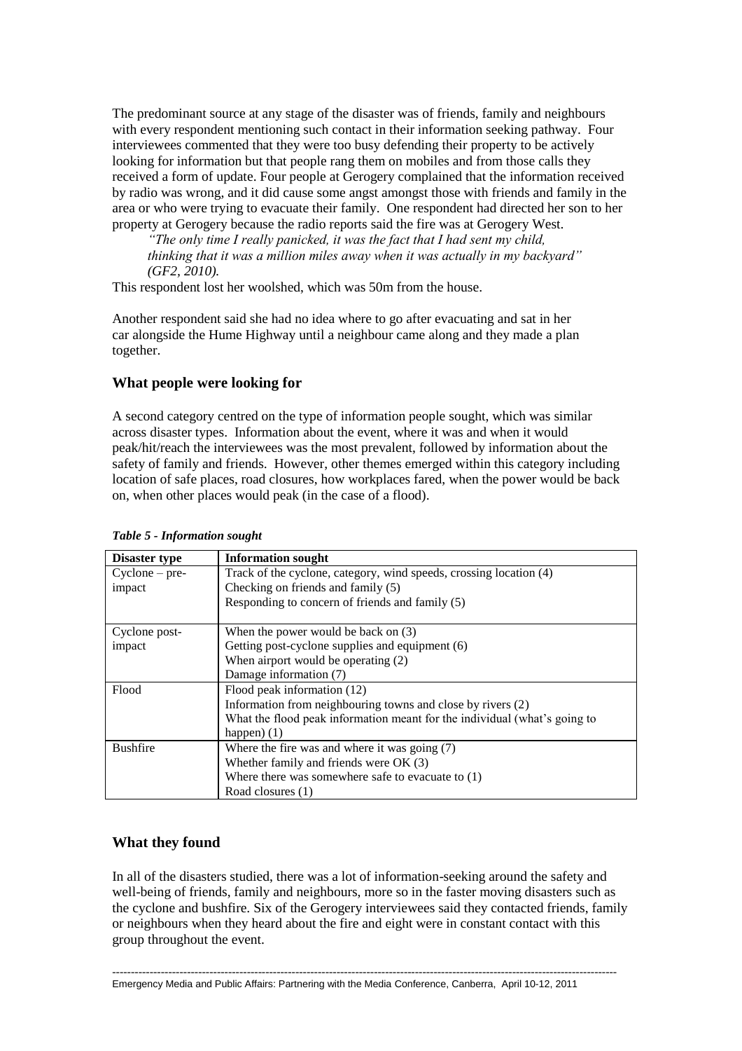The predominant source at any stage of the disaster was of friends, family and neighbours with every respondent mentioning such contact in their information seeking pathway. Four interviewees commented that they were too busy defending their property to be actively looking for information but that people rang them on mobiles and from those calls they received a form of update. Four people at Gerogery complained that the information received by radio was wrong, and it did cause some angst amongst those with friends and family in the area or who were trying to evacuate their family. One respondent had directed her son to her property at Gerogery because the radio reports said the fire was at Gerogery West.

> *"The only time I really panicked, it was the fact that I had sent my child, thinking that it was a million miles away when it was actually in my backyard" (GF2, 2010).*

This respondent lost her woolshed, which was 50m from the house.

Another respondent said she had no idea where to go after evacuating and sat in her car alongside the Hume Highway until a neighbour came along and they made a plan together.

## What people were looking for

A second category centred on the type of information people sought, which was similar across disaster types. Information about the event, where it was and when it would peak/hit/reach the interviewees was the most prevalent, followed by information about the safety of family and friends. However, other themes emerged within this category including location of safe places, road closures, how workplaces fared, when the power would be back on, when other places would peak (in the case of a flood).

***Table 5 - Information sought***

| Disaster type | Information sought |
|---|---|
| Cyclone – pre-impact | Track of the cyclone, category, wind speeds, crossing location (4)<br>Checking on friends and family (5)<br>Responding to concern of friends and family (5) |
| Cyclone post-impact | When the power would be back on (3)<br>Getting post-cyclone supplies and equipment (6)<br>When airport would be operating (2)<br>Damage information (7) |
| Flood | Flood peak information (12)<br>Information from neighbouring towns and close by rivers (2)<br>What the flood peak information meant for the individual (what's going to happen) (1) |
| Bushfire | Where the fire was and where it was going (7)<br>Whether family and friends were OK (3)<br>Where there was somewhere safe to evacuate to (1)<br>Road closures (1) |

## What they found

In all of the disasters studied, there was a lot of information-seeking around the safety and well-being of friends, family and neighbours, more so in the faster moving disasters such as the cyclone and bushfire. Six of the Gerogery interviewees said they contacted friends, family or neighbours when they heard about the fire and eight were in constant contact with this group throughout the event.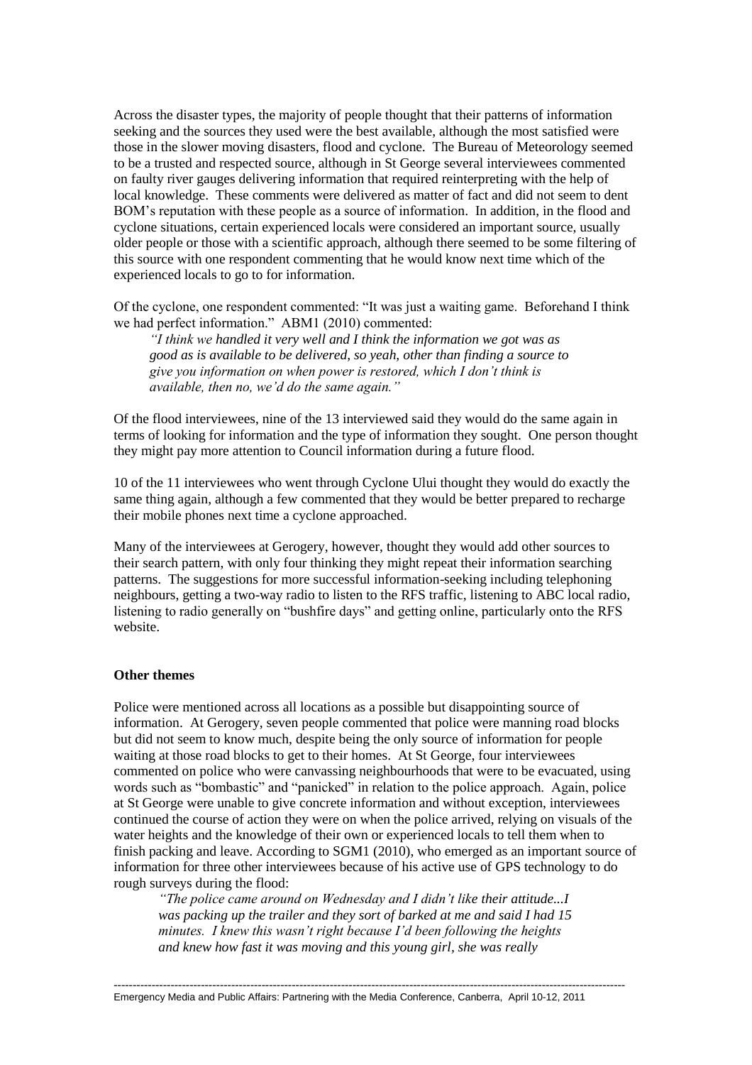Across the disaster types, the majority of people thought that their patterns of information seeking and the sources they used were the best available, although the most satisfied were those in the slower moving disasters, flood and cyclone. The Bureau of Meteorology seemed to be a trusted and respected source, although in St George several interviewees commented on faulty river gauges delivering information that required reinterpreting with the help of local knowledge. These comments were delivered as matter of fact and did not seem to dent BOM's reputation with these people as a source of information. In addition, in the flood and cyclone situations, certain experienced locals were considered an important source, usually older people or those with a scientific approach, although there seemed to be some filtering of this source with one respondent commenting that he would know next time which of the experienced locals to go to for information.

Of the cyclone, one respondent commented: "It was just a waiting game. Beforehand I think we had perfect information." ABM1 (2010) commented:

> *"I think we handled it very well and I think the information we got was as good as is available to be delivered, so yeah, other than finding a source to give you information on when power is restored, which I don't think is available, then no, we'd do the same again."*

Of the flood interviewees, nine of the 13 interviewed said they would do the same again in terms of looking for information and the type of information they sought. One person thought they might pay more attention to Council information during a future flood.

10 of the 11 interviewees who went through Cyclone Ului thought they would do exactly the same thing again, although a few commented that they would be better prepared to recharge their mobile phones next time a cyclone approached.

Many of the interviewees at Gerogery, however, thought they would add other sources to their search pattern, with only four thinking they might repeat their information searching patterns. The suggestions for more successful information-seeking including telephoning neighbours, getting a two-way radio to listen to the RFS traffic, listening to ABC local radio, listening to radio generally on "bushfire days" and getting online, particularly onto the RFS website.

**Other themes**

Police were mentioned across all locations as a possible but disappointing source of information. At Gerogery, seven people commented that police were manning road blocks but did not seem to know much, despite being the only source of information for people waiting at those road blocks to get to their homes. At St George, four interviewees commented on police who were canvassing neighbourhoods that were to be evacuated, using words such as "bombastic" and "panicked" in relation to the police approach. Again, police at St George were unable to give concrete information and without exception, interviewees continued the course of action they were on when the police arrived, relying on visuals of the water heights and the knowledge of their own or experienced locals to tell them when to finish packing and leave. According to SGM1 (2010), who emerged as an important source of information for three other interviewees because of his active use of GPS technology to do rough surveys during the flood:

> *"The police came around on Wednesday and I didn't like their attitude...I was packing up the trailer and they sort of barked at me and said I had 15 minutes. I knew this wasn't right because I'd been following the heights and knew how fast it was moving and this young girl, she was really*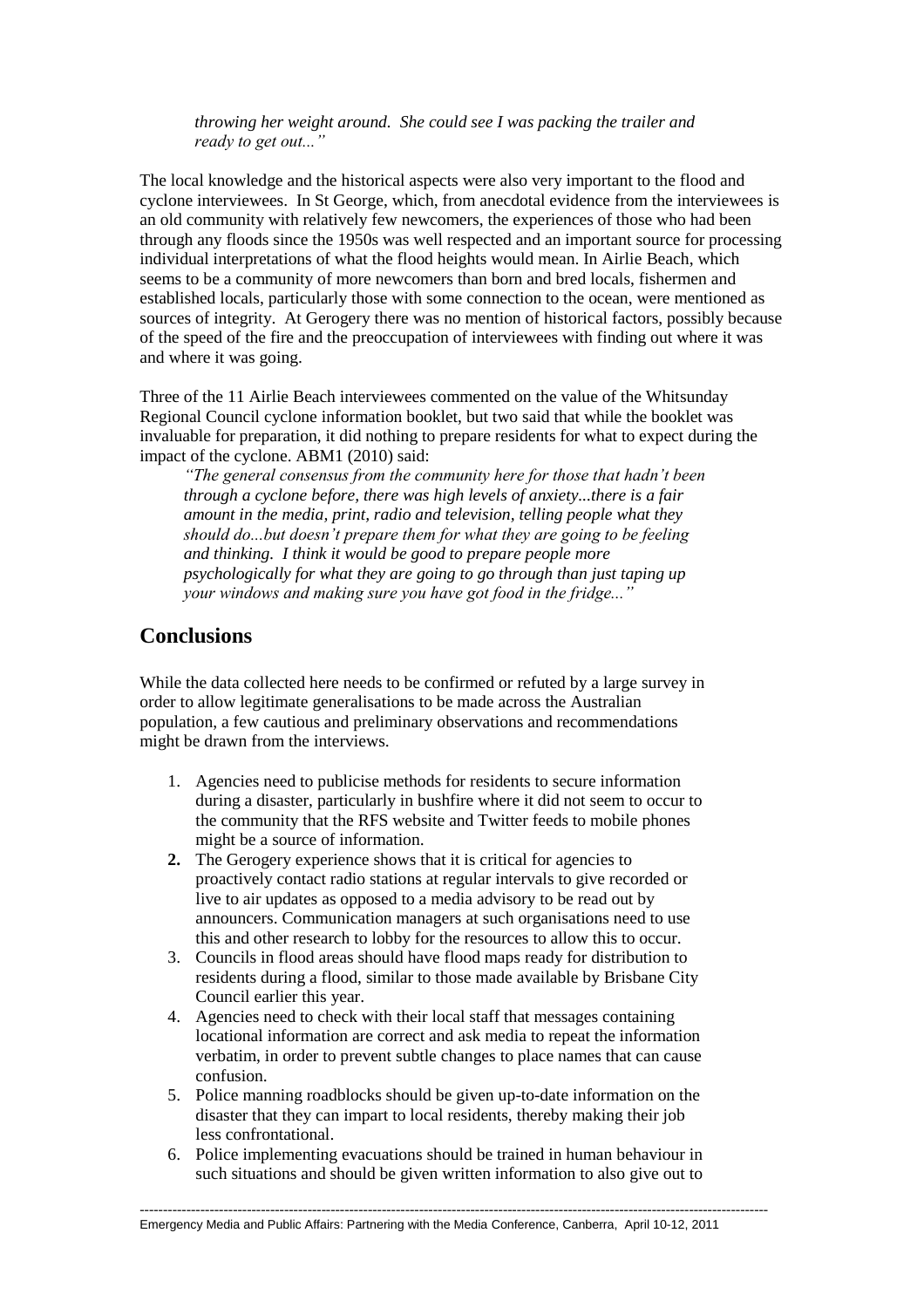> *throwing her weight around. She could see I was packing the trailer and ready to get out..."*

The local knowledge and the historical aspects were also very important to the flood and cyclone interviewees. In St George, which, from anecdotal evidence from the interviewees is an old community with relatively few newcomers, the experiences of those who had been through any floods since the 1950s was well respected and an important source for processing individual interpretations of what the flood heights would mean. In Airlie Beach, which seems to be a community of more newcomers than born and bred locals, fishermen and established locals, particularly those with some connection to the ocean, were mentioned as sources of integrity. At Gerogery there was no mention of historical factors, possibly because of the speed of the fire and the preoccupation of interviewees with finding out where it was and where it was going.

Three of the 11 Airlie Beach interviewees commented on the value of the Whitsunday Regional Council cyclone information booklet, but two said that while the booklet was invaluable for preparation, it did nothing to prepare residents for what to expect during the impact of the cyclone. ABM1 (2010) said:

> *"The general consensus from the community here for those that hadn't been through a cyclone before, there was high levels of anxiety...there is a fair amount in the media, print, radio and television, telling people what they should do...but doesn't prepare them for what they are going to be feeling and thinking. I think it would be good to prepare people more psychologically for what they are going to go through than just taping up your windows and making sure you have got food in the fridge..."*

## Conclusions

While the data collected here needs to be confirmed or refuted by a large survey in order to allow legitimate generalisations to be made across the Australian population, a few cautious and preliminary observations and recommendations might be drawn from the interviews.

1. Agencies need to publicise methods for residents to secure information during a disaster, particularly in bushfire where it did not seem to occur to the community that the RFS website and Twitter feeds to mobile phones might be a source of information.
2. The Gerogery experience shows that it is critical for agencies to proactively contact radio stations at regular intervals to give recorded or live to air updates as opposed to a media advisory to be read out by announcers. Communication managers at such organisations need to use this and other research to lobby for the resources to allow this to occur.
3. Councils in flood areas should have flood maps ready for distribution to residents during a flood, similar to those made available by Brisbane City Council earlier this year.
4. Agencies need to check with their local staff that messages containing locational information are correct and ask media to repeat the information verbatim, in order to prevent subtle changes to place names that can cause confusion.
5. Police manning roadblocks should be given up-to-date information on the disaster that they can impart to local residents, thereby making their job less confrontational.
6. Police implementing evacuations should be trained in human behaviour in such situations and should be given written information to also give out to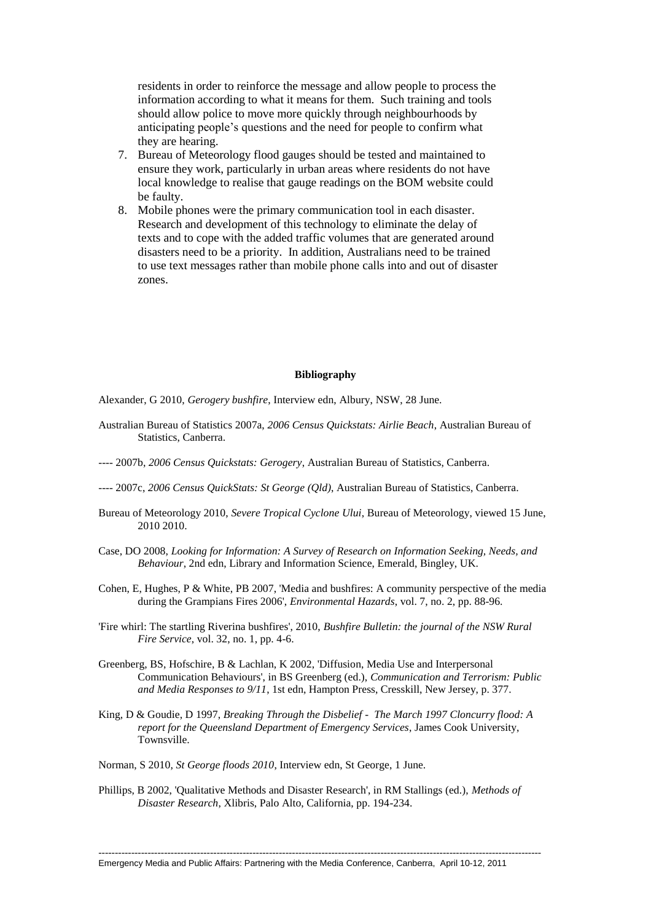residents in order to reinforce the message and allow people to process the information according to what it means for them. Such training and tools should allow police to move more quickly through neighbourhoods by anticipating people's questions and the need for people to confirm what they are hearing.

7. Bureau of Meteorology flood gauges should be tested and maintained to ensure they work, particularly in urban areas where residents do not have local knowledge to realise that gauge readings on the BOM website could be faulty.
8. Mobile phones were the primary communication tool in each disaster. Research and development of this technology to eliminate the delay of texts and to cope with the added traffic volumes that are generated around disasters need to be a priority. In addition, Australians need to be trained to use text messages rather than mobile phone calls into and out of disaster zones.

**Bibliography**

Alexander, G 2010, *Gerogery bushfire*, Interview edn, Albury, NSW, 28 June.

Australian Bureau of Statistics 2007a, *2006 Census Quickstats: Airlie Beach*, Australian Bureau of Statistics, Canberra.

---- 2007b, *2006 Census Quickstats: Gerogery*, Australian Bureau of Statistics, Canberra.

---- 2007c, *2006 Census QuickStats: St George (Qld)*, Australian Bureau of Statistics, Canberra.

Bureau of Meteorology 2010, *Severe Tropical Cyclone Ului*, Bureau of Meteorology, viewed 15 June, 2010 2010.

Case, DO 2008, *Looking for Information: A Survey of Research on Information Seeking, Needs, and Behaviour*, 2nd edn, Library and Information Science, Emerald, Bingley, UK.

Cohen, E, Hughes, P & White, PB 2007, 'Media and bushfires: A community perspective of the media during the Grampians Fires 2006', *Environmental Hazards*, vol. 7, no. 2, pp. 88-96.

'Fire whirl: The startling Riverina bushfires', 2010, *Bushfire Bulletin: the journal of the NSW Rural Fire Service*, vol. 32, no. 1, pp. 4-6.

Greenberg, BS, Hofschire, B & Lachlan, K 2002, 'Diffusion, Media Use and Interpersonal Communication Behaviours', in BS Greenberg (ed.), *Communication and Terrorism: Public and Media Responses to 9/11*, 1st edn, Hampton Press, Cresskill, New Jersey, p. 377.

King, D & Goudie, D 1997, *Breaking Through the Disbelief - The March 1997 Cloncurry flood: A report for the Queensland Department of Emergency Services*, James Cook University, Townsville.

Norman, S 2010, *St George floods 2010*, Interview edn, St George, 1 June.

Phillips, B 2002, 'Qualitative Methods and Disaster Research', in RM Stallings (ed.), *Methods of Disaster Research*, Xlibris, Palo Alto, California, pp. 194-234.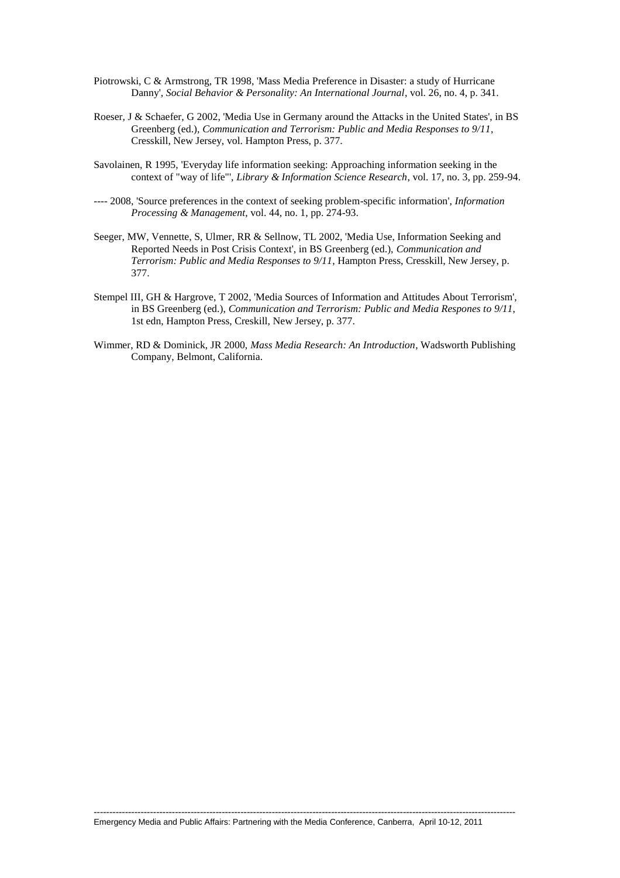Piotrowski, C & Armstrong, TR 1998, 'Mass Media Preference in Disaster: a study of Hurricane Danny', *Social Behavior & Personality: An International Journal*, vol. 26, no. 4, p. 341.

Roeser, J & Schaefer, G 2002, 'Media Use in Germany around the Attacks in the United States', in BS Greenberg (ed.), *Communication and Terrorism: Public and Media Responses to 9/11*, Cresskill, New Jersey, vol. Hampton Press, p. 377.

Savolainen, R 1995, 'Everyday life information seeking: Approaching information seeking in the context of "way of life"', *Library & Information Science Research*, vol. 17, no. 3, pp. 259-94.

---- 2008, 'Source preferences in the context of seeking problem-specific information', *Information Processing & Management*, vol. 44, no. 1, pp. 274-93.

Seeger, MW, Vennette, S, Ulmer, RR & Sellnow, TL 2002, 'Media Use, Information Seeking and Reported Needs in Post Crisis Context', in BS Greenberg (ed.), *Communication and Terrorism: Public and Media Responses to 9/11*, Hampton Press, Cresskill, New Jersey, p. 377.

Stempel III, GH & Hargrove, T 2002, 'Media Sources of Information and Attitudes About Terrorism', in BS Greenberg (ed.), *Communication and Terrorism: Public and Media Respones to 9/11*, 1st edn, Hampton Press, Creskill, New Jersey, p. 377.

Wimmer, RD & Dominick, JR 2000, *Mass Media Research: An Introduction*, Wadsworth Publishing Company, Belmont, California.